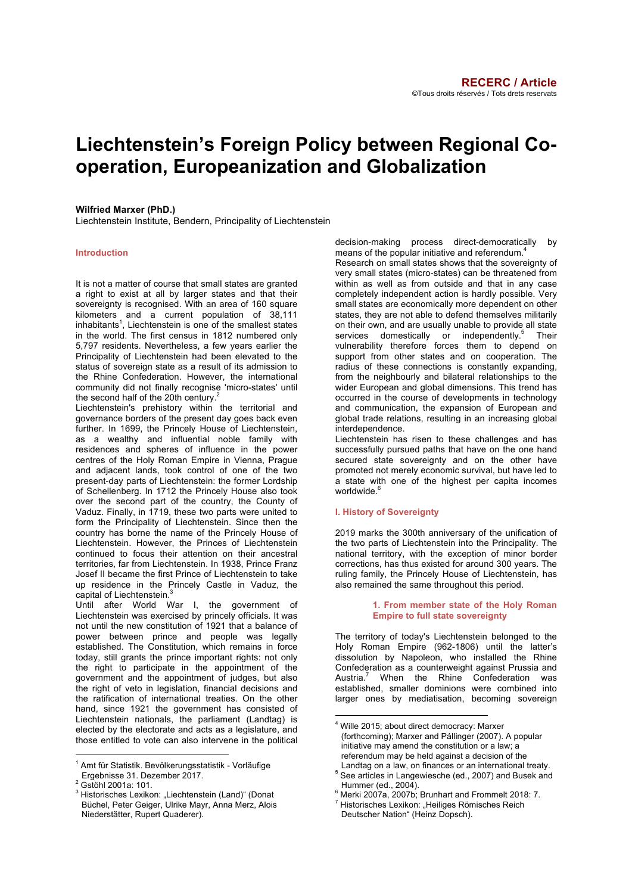# Liechtenstein's Foreign Policy between Regional Co-operation, Europeanization and Globalization

**Wilfried Marxer (PhD.)**
Liechtenstein Institute, Bendern, Principality of Liechtenstein

## Introduction

It is not a matter of course that small states are granted a right to exist at all by larger states and that their sovereignty is recognised. With an area of 160 square kilometers and a current population of 38,111 inhabitants[1], Liechtenstein is one of the smallest states in the world. The first census in 1812 numbered only 5,797 residents. Nevertheless, a few years earlier the Principality of Liechtenstein had been elevated to the status of sovereign state as a result of its admission to the Rhine Confederation. However, the international community did not finally recognise 'micro-states' until the second half of the 20th century.[2]

Liechtenstein's prehistory within the territorial and governance borders of the present day goes back even further. In 1699, the Princely House of Liechtenstein, as a wealthy and influential noble family with residences and spheres of influence in the power centres of the Holy Roman Empire in Vienna, Prague and adjacent lands, took control of one of the two present-day parts of Liechtenstein: the former Lordship of Schellenberg. In 1712 the Princely House also took over the second part of the country, the County of Vaduz. Finally, in 1719, these two parts were united to form the Principality of Liechtenstein. Since then the country has borne the name of the Princely House of Liechtenstein. However, the Princes of Liechtenstein continued to focus their attention on their ancestral territories, far from Liechtenstein. In 1938, Prince Franz Josef II became the first Prince of Liechtenstein to take up residence in the Princely Castle in Vaduz, the capital of Liechtenstein.[3]

Until after World War I, the government of Liechtenstein was exercised by princely officials. It was not until the new constitution of 1921 that a balance of power between prince and people was legally established. The Constitution, which remains in force today, still grants the prince important rights: not only the right to participate in the appointment of the government and the appointment of judges, but also the right of veto in legislation, financial decisions and the ratification of international treaties. On the other hand, since 1921 the government has consisted of Liechtenstein nationals, the parliament (Landtag) is elected by the electorate and acts as a legislature, and those entitled to vote can also intervene in the political decision-making process direct-democratically by means of the popular initiative and referendum.[4]

Research on small states shows that the sovereignty of very small states (micro-states) can be threatened from within as well as from outside and that in any case completely independent action is hardly possible. Very small states are economically more dependent on other states, they are not able to defend themselves militarily on their own, and are usually unable to provide all state services domestically or independently.[5] Their vulnerability therefore forces them to depend on support from other states and on cooperation. The radius of these connections is constantly expanding, from the neighbourly and bilateral relationships to the wider European and global dimensions. This trend has occurred in the course of developments in technology and communication, the expansion of European and global trade relations, resulting in an increasing global interdependence.

Liechtenstein has risen to these challenges and has successfully pursued paths that have on the one hand secured state sovereignty and on the other have promoted not merely economic survival, but have led to a state with one of the highest per capita incomes worldwide.[6]

## I. History of Sovereignty

2019 marks the 300th anniversary of the unification of the two parts of Liechtenstein into the Principality. The national territory, with the exception of minor border corrections, has thus existed for around 300 years. The ruling family, the Princely House of Liechtenstein, has also remained the same throughout this period.

### 1. From member state of the Holy Roman Empire to full state sovereignty

The territory of today's Liechtenstein belonged to the Holy Roman Empire (962-1806) until the latter's dissolution by Napoleon, who installed the Rhine Confederation as a counterweight against Prussia and Austria.[7] When the Rhine Confederation was established, smaller dominions were combined into larger ones by mediatisation, becoming sovereign

---

[1] Amt für Statistik. Bevölkerungsstatistik - Vorläufige Ergebnisse 31. Dezember 2017.

[2] Gstöhl 2001a: 101.

[3] Historisches Lexikon: „Liechtenstein (Land)" (Donat Büchel, Peter Geiger, Ulrike Mayr, Anna Merz, Alois Niederstätter, Rupert Quaderer).

[4] Wille 2015; about direct democracy: Marxer (forthcoming); Marxer and Pállinger (2007). A popular initiative may amend the constitution or a law; a referendum may be held against a decision of the Landtag on a law, on finances or an international treaty.

[5] See articles in Langewiesche (ed., 2007) and Busek and Hummer (ed., 2004).

[6] Merki 2007a, 2007b; Brunhart and Frommelt 2018: 7.

[7] Historisches Lexikon: „Heiliges Römisches Reich Deutscher Nation" (Heinz Dopsch).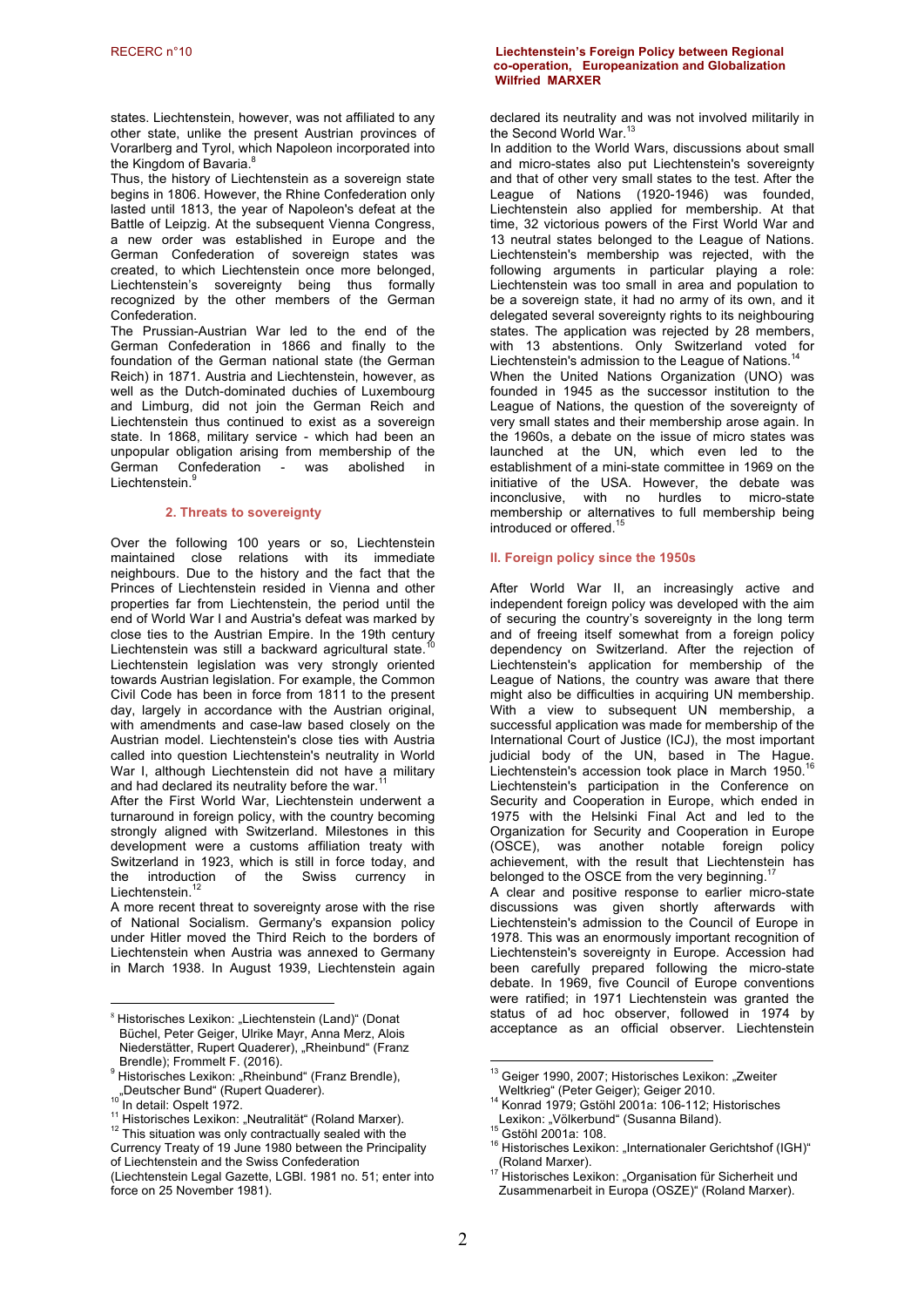states. Liechtenstein, however, was not affiliated to any other state, unlike the present Austrian provinces of Vorarlberg and Tyrol, which Napoleon incorporated into the Kingdom of Bavaria.[8]

Thus, the history of Liechtenstein as a sovereign state begins in 1806. However, the Rhine Confederation only lasted until 1813, the year of Napoleon's defeat at the Battle of Leipzig. At the subsequent Vienna Congress, a new order was established in Europe and the German Confederation of sovereign states was created, to which Liechtenstein once more belonged, Liechtenstein's sovereignty being thus formally recognized by the other members of the German Confederation.

The Prussian-Austrian War led to the end of the German Confederation in 1866 and finally to the foundation of the German national state (the German Reich) in 1871. Austria and Liechtenstein, however, as well as the Dutch-dominated duchies of Luxembourg and Limburg, did not join the German Reich and Liechtenstein thus continued to exist as a sovereign state. In 1868, military service - which had been an unpopular obligation arising from membership of the German Confederation - was abolished in Liechtenstein.[9]

### 2. Threats to sovereignty

Over the following 100 years or so, Liechtenstein maintained close relations with its immediate neighbours. Due to the history and the fact that the Princes of Liechtenstein resided in Vienna and other properties far from Liechtenstein, the period until the end of World War I and Austria's defeat was marked by close ties to the Austrian Empire. In the 19th century Liechtenstein was still a backward agricultural state.[10] Liechtenstein legislation was very strongly oriented towards Austrian legislation. For example, the Common Civil Code has been in force from 1811 to the present day, largely in accordance with the Austrian original, with amendments and case-law based closely on the Austrian model. Liechtenstein's close ties with Austria called into question Liechtenstein's neutrality in World War I, although Liechtenstein did not have a military and had declared its neutrality before the war.[11]

After the First World War, Liechtenstein underwent a turnaround in foreign policy, with the country becoming strongly aligned with Switzerland. Milestones in this development were a customs affiliation treaty with Switzerland in 1923, which is still in force today, and the introduction of the Swiss currency in Liechtenstein.[12]

A more recent threat to sovereignty arose with the rise of National Socialism. Germany's expansion policy under Hitler moved the Third Reich to the borders of Liechtenstein when Austria was annexed to Germany in March 1938. In August 1939, Liechtenstein again declared its neutrality and was not involved militarily in the Second World War.[13]

In addition to the World Wars, discussions about small and micro-states also put Liechtenstein's sovereignty and that of other very small states to the test. After the League of Nations (1920-1946) was founded, Liechtenstein also applied for membership. At that time, 32 victorious powers of the First World War and 13 neutral states belonged to the League of Nations. Liechtenstein's membership was rejected, with the following arguments in particular playing a role: Liechtenstein was too small in area and population to be a sovereign state, it had no army of its own, and it delegated several sovereignty rights to its neighbouring states. The application was rejected by 28 members, with 13 abstentions. Only Switzerland voted for Liechtenstein's admission to the League of Nations.[14]

When the United Nations Organization (UNO) was founded in 1945 as the successor institution to the League of Nations, the question of the sovereignty of very small states and their membership arose again. In the 1960s, a debate on the issue of micro states was launched at the UN, which even led to the establishment of a mini-state committee in 1969 on the initiative of the USA. However, the debate was inconclusive, with no hurdles to micro-state membership or alternatives to full membership being introduced or offered.[15]

## II. Foreign policy since the 1950s

After World War II, an increasingly active and independent foreign policy was developed with the aim of securing the country's sovereignty in the long term and of freeing itself somewhat from a foreign policy dependency on Switzerland. After the rejection of Liechtenstein's application for membership of the League of Nations, the country was aware that there might also be difficulties in acquiring UN membership. With a view to subsequent UN membership, a successful application was made for membership of the International Court of Justice (ICJ), the most important judicial body of the UN, based in The Hague. Liechtenstein's accession took place in March 1950.[16] Liechtenstein's participation in the Conference on Security and Cooperation in Europe, which ended in 1975 with the Helsinki Final Act and led to the Organization for Security and Cooperation in Europe (OSCE), was another notable foreign policy achievement, with the result that Liechtenstein has belonged to the OSCE from the very beginning.[17]

A clear and positive response to earlier micro-state discussions was given shortly afterwards with Liechtenstein's admission to the Council of Europe in 1978. This was an enormously important recognition of Liechtenstein's sovereignty in Europe. Accession had been carefully prepared following the micro-state debate. In 1969, five Council of Europe conventions were ratified; in 1971 Liechtenstein was granted the status of ad hoc observer, followed in 1974 by acceptance as an official observer. Liechtenstein

---

[8] Historisches Lexikon: „Liechtenstein (Land)" (Donat Büchel, Peter Geiger, Ulrike Mayr, Anna Merz, Alois Niederstätter, Rupert Quaderer), „Rheinbund" (Franz Brendle); Frommelt F. (2016).

[9] Historisches Lexikon: „Rheinbund" (Franz Brendle), „Deutscher Bund" (Rupert Quaderer).

[10] In detail: Ospelt 1972.

[11] Historisches Lexikon: „Neutralität" (Roland Marxer).

[12] This situation was only contractually sealed with the Currency Treaty of 19 June 1980 between the Principality of Liechtenstein and the Swiss Confederation (Liechtenstein Legal Gazette, LGBl. 1981 no. 51; enter into force on 25 November 1981).

[13] Geiger 1990, 2007; Historisches Lexikon: „Zweiter Weltkrieg" (Peter Geiger); Geiger 2010.

[14] Konrad 1979; Gstöhl 2001a: 106-112; Historisches Lexikon: „Völkerbund" (Susanna Biland).

[15] Gstöhl 2001a: 108.

[16] Historisches Lexikon: „Internationaler Gerichtshof (IGH)" (Roland Marxer).

[17] Historisches Lexikon: „Organisation für Sicherheit und Zusammenarbeit in Europa (OSZE)" (Roland Marxer).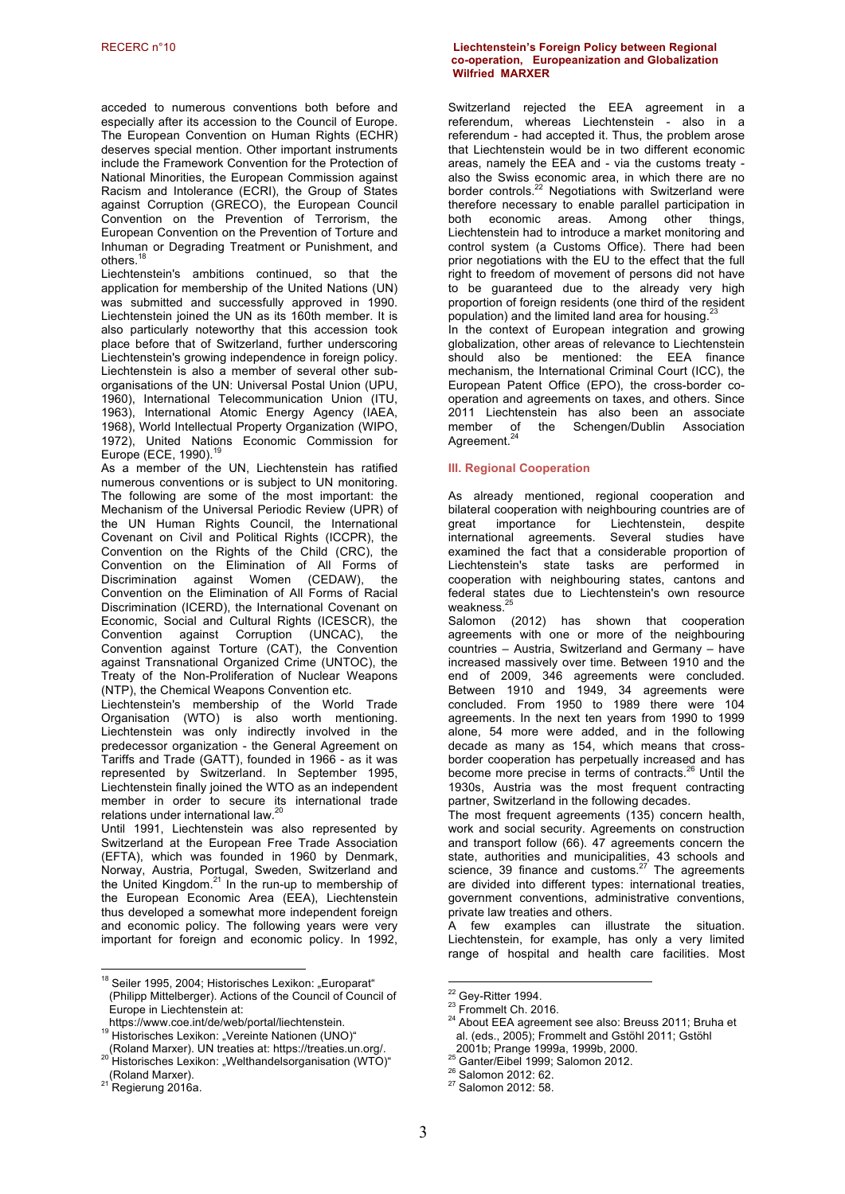acceded to numerous conventions both before and especially after its accession to the Council of Europe. The European Convention on Human Rights (ECHR) deserves special mention. Other important instruments include the Framework Convention for the Protection of National Minorities, the European Commission against Racism and Intolerance (ECRI), the Group of States against Corruption (GRECO), the European Council Convention on the Prevention of Terrorism, the European Convention on the Prevention of Torture and Inhuman or Degrading Treatment or Punishment, and others.[18]

Liechtenstein's ambitions continued, so that the application for membership of the United Nations (UN) was submitted and successfully approved in 1990. Liechtenstein joined the UN as its 160th member. It is also particularly noteworthy that this accession took place before that of Switzerland, further underscoring Liechtenstein's growing independence in foreign policy. Liechtenstein is also a member of several other sub-organisations of the UN: Universal Postal Union (UPU, 1960), International Telecommunication Union (ITU, 1963), International Atomic Energy Agency (IAEA, 1968), World Intellectual Property Organization (WIPO, 1972), United Nations Economic Commission for Europe (ECE, 1990).[19]

As a member of the UN, Liechtenstein has ratified numerous conventions or is subject to UN monitoring. The following are some of the most important: the Mechanism of the Universal Periodic Review (UPR) of the UN Human Rights Council, the International Covenant on Civil and Political Rights (ICCPR), the Convention on the Rights of the Child (CRC), the Convention on the Elimination of All Forms of Discrimination against Women (CEDAW), the Convention on the Elimination of All Forms of Racial Discrimination (ICERD), the International Covenant on Economic, Social and Cultural Rights (ICESCR), the Convention against Corruption (UNCAC), the Convention against Torture (CAT), the Convention against Transnational Organized Crime (UNTOC), the Treaty of the Non-Proliferation of Nuclear Weapons (NTP), the Chemical Weapons Convention etc.

Liechtenstein's membership of the World Trade Organisation (WTO) is also worth mentioning. Liechtenstein was only indirectly involved in the predecessor organization - the General Agreement on Tariffs and Trade (GATT), founded in 1966 - as it was represented by Switzerland. In September 1995, Liechtenstein finally joined the WTO as an independent member in order to secure its international trade relations under international law.[20]

Until 1991, Liechtenstein was also represented by Switzerland at the European Free Trade Association (EFTA), which was founded in 1960 by Denmark, Norway, Austria, Portugal, Sweden, Switzerland and the United Kingdom.[21] In the run-up to membership of the European Economic Area (EEA), Liechtenstein thus developed a somewhat more independent foreign and economic policy. The following years were very important for foreign and economic policy. In 1992, Switzerland rejected the EEA agreement in a referendum, whereas Liechtenstein - also in a referendum - had accepted it. Thus, the problem arose that Liechtenstein would be in two different economic areas, namely the EEA and - via the customs treaty - also the Swiss economic area, in which there are no border controls.[22] Negotiations with Switzerland were therefore necessary to enable parallel participation in both economic areas. Among other things, Liechtenstein had to introduce a market monitoring and control system (a Customs Office). There had been prior negotiations with the EU to the effect that the full right to freedom of movement of persons did not have to be guaranteed due to the already very high proportion of foreign residents (one third of the resident population) and the limited land area for housing.[23]

In the context of European integration and growing globalization, other areas of relevance to Liechtenstein should also be mentioned: the EEA finance mechanism, the International Criminal Court (ICC), the European Patent Office (EPO), the cross-border co-operation and agreements on taxes, and others. Since 2011 Liechtenstein has also been an associate member of the Schengen/Dublin Association Agreement.[24]

## III. Regional Cooperation

As already mentioned, regional cooperation and bilateral cooperation with neighbouring countries are of great importance for Liechtenstein, despite international agreements. Several studies have examined the fact that a considerable proportion of Liechtenstein's state tasks are performed in cooperation with neighbouring states, cantons and federal states due to Liechtenstein's own resource weakness.[25]

Salomon (2012) has shown that cooperation agreements with one or more of the neighbouring countries – Austria, Switzerland and Germany – have increased massively over time. Between 1910 and the end of 2009, 346 agreements were concluded. Between 1910 and 1949, 34 agreements were concluded. From 1950 to 1989 there were 104 agreements. In the next ten years from 1990 to 1999 alone, 54 more were added, and in the following decade as many as 154, which means that cross-border cooperation has perpetually increased and has become more precise in terms of contracts.[26] Until the 1930s, Austria was the most frequent contracting partner, Switzerland in the following decades.

The most frequent agreements (135) concern health, work and social security. Agreements on construction and transport follow (66). 47 agreements concern the state, authorities and municipalities, 43 schools and science, 39 finance and customs.[27] The agreements are divided into different types: international treaties, government conventions, administrative conventions, private law treaties and others.

A few examples can illustrate the situation. Liechtenstein, for example, has only a very limited range of hospital and health care facilities. Most

---

[18] Seiler 1995, 2004; Historisches Lexikon: „Europarat" (Philipp Mittelberger). Actions of the Council of Council of Europe in Liechtenstein at: https://www.coe.int/de/web/portal/liechtenstein.

[19] Historisches Lexikon: „Vereinte Nationen (UNO)" (Roland Marxer). UN treaties at: https://treaties.un.org/.

[20] Historisches Lexikon: „Welthandelsorganisation (WTO)" (Roland Marxer).

[21] Regierung 2016a.

[22] Gey-Ritter 1994.

[23] Frommelt Ch. 2016.

[24] About EEA agreement see also: Breuss 2011; Bruha et al. (eds., 2005); Frommelt and Gstöhl 2011; Gstöhl 2001b; Prange 1999a, 1999b, 2000.

[25] Ganter/Eibel 1999; Salomon 2012.

[26] Salomon 2012: 62.

[27] Salomon 2012: 58.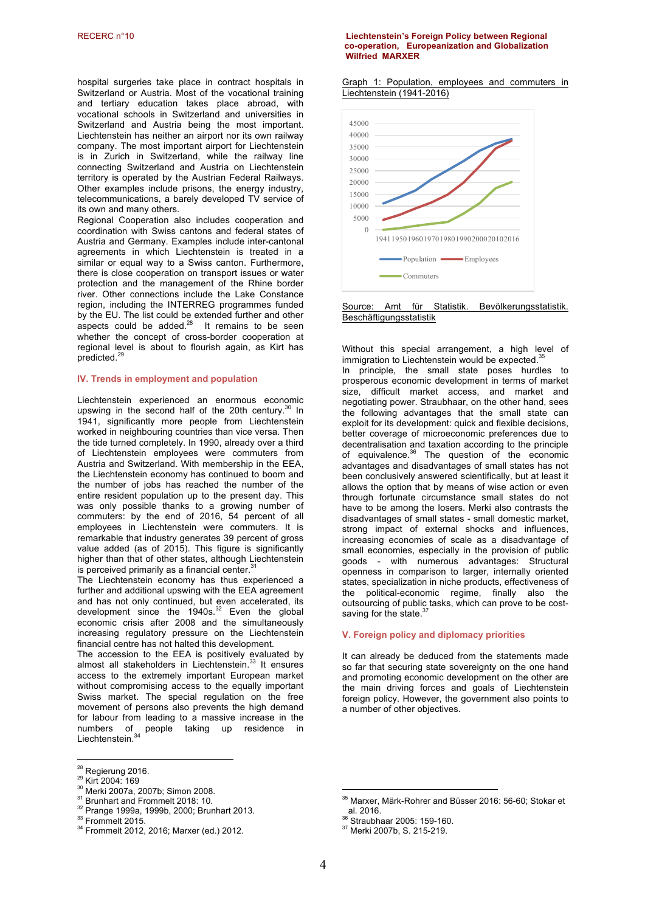hospital surgeries take place in contract hospitals in Switzerland or Austria. Most of the vocational training and tertiary education takes place abroad, with vocational schools in Switzerland and universities in Switzerland and Austria being the most important. Liechtenstein has neither an airport nor its own railway company. The most important airport for Liechtenstein is in Zurich in Switzerland, while the railway line connecting Switzerland and Austria on Liechtenstein territory is operated by the Austrian Federal Railways. Other examples include prisons, the energy industry, telecommunications, a barely developed TV service of its own and many others.

Regional Cooperation also includes cooperation and coordination with Swiss cantons and federal states of Austria and Germany. Examples include inter-cantonal agreements in which Liechtenstein is treated in a similar or equal way to a Swiss canton. Furthermore, there is close cooperation on transport issues or water protection and the management of the Rhine border river. Other connections include the Lake Constance region, including the INTERREG programmes funded by the EU. The list could be extended further and other aspects could be added.[28] It remains to be seen whether the concept of cross-border cooperation at regional level is about to flourish again, as Kirt has predicted.[29]

## IV. Trends in employment and population

Liechtenstein experienced an enormous economic upswing in the second half of the 20th century.[30] In 1941, significantly more people from Liechtenstein worked in neighbouring countries than vice versa. Then the tide turned completely. In 1990, already over a third of Liechtenstein employees were commuters from Austria and Switzerland. With membership in the EEA, the Liechtenstein economy has continued to boom and the number of jobs has reached the number of the entire resident population up to the present day. This was only possible thanks to a growing number of commuters: by the end of 2016, 54 percent of all employees in Liechtenstein were commuters. It is remarkable that industry generates 39 percent of gross value added (as of 2015). This figure is significantly higher than that of other states, although Liechtenstein is perceived primarily as a financial center.[31]

The Liechtenstein economy has thus experienced a further and additional upswing with the EEA agreement and has not only continued, but even accelerated, its development since the 1940s.[32] Even the global economic crisis after 2008 and the simultaneously increasing regulatory pressure on the Liechtenstein financial centre has not halted this development.

The accession to the EEA is positively evaluated by almost all stakeholders in Liechtenstein.[33] It ensures access to the extremely important European market without compromising access to the equally important Swiss market. The special regulation on the free movement of persons also prevents the high demand for labour from leading to a massive increase in the numbers of people taking up residence in Liechtenstein.[34]

Graph 1: Population, employees and commuters in Liechtenstein (1941-2016)

Source: Amt für Statistik. Bevölkerungsstatistik. Beschäftigungsstatistik

Without this special arrangement, a high level of immigration to Liechtenstein would be expected.[35]

In principle, the small state poses hurdles to prosperous economic development in terms of market size, difficult market access, and market and negotiating power. Straubhaar, on the other hand, sees the following advantages that the small state can exploit for its development: quick and flexible decisions, better coverage of microeconomic preferences due to decentralisation and taxation according to the principle of equivalence.[36] The question of the economic advantages and disadvantages of small states has not been conclusively answered scientifically, but at least it allows the option that by means of wise action or even through fortunate circumstance small states do not have to be among the losers. Merki also contrasts the disadvantages of small states - small domestic market, strong impact of external shocks and influences, increasing economies of scale as a disadvantage of small economies, especially in the provision of public goods - with numerous advantages: Structural openness in comparison to larger, internally oriented states, specialization in niche products, effectiveness of the political-economic regime, finally also the outsourcing of public tasks, which can prove to be cost-saving for the state.[37]

## V. Foreign policy and diplomacy priorities

It can already be deduced from the statements made so far that securing state sovereignty on the one hand and promoting economic development on the other are the main driving forces and goals of Liechtenstein foreign policy. However, the government also points to a number of other objectives.

---

[28] Regierung 2016.
[29] Kirt 2004: 169
[30] Merki 2007a, 2007b; Simon 2008.
[31] Brunhart and Frommelt 2018: 10.
[32] Prange 1999a, 1999b, 2000; Brunhart 2013.
[33] Frommelt 2015.
[34] Frommelt 2012, 2016; Marxer (ed.) 2012.
[35] Marxer, Märk-Rohrer and Büsser 2016: 56-60; Stokar et al. 2016.
[36] Straubhaar 2005: 159-160.
[37] Merki 2007b, S. 215-219.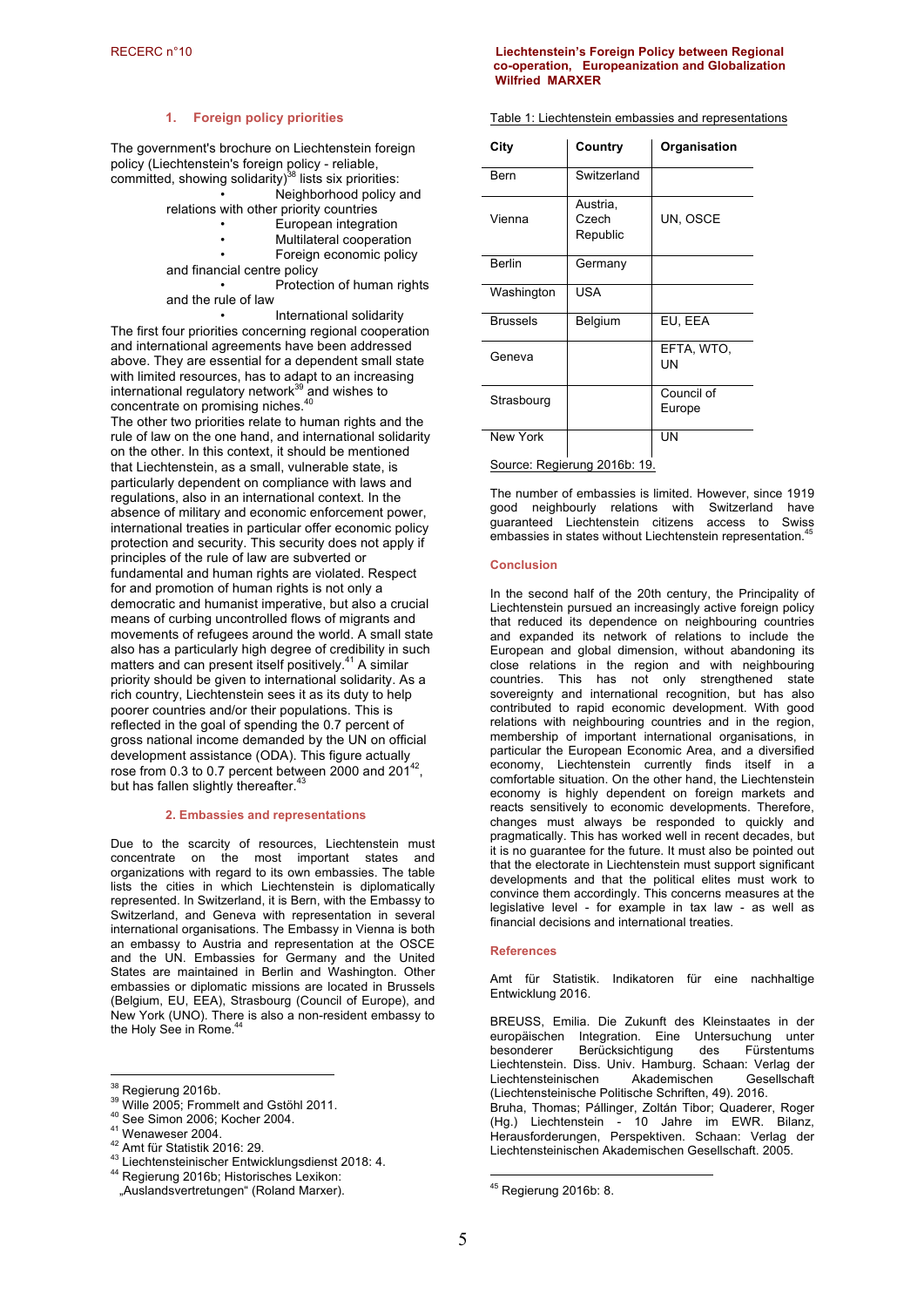## 1. Foreign policy priorities

The government's brochure on Liechtenstein foreign policy (Liechtenstein's foreign policy - reliable, committed, showing solidarity)[38] lists six priorities:

- Neighborhood policy and relations with other priority countries
- European integration
- Multilateral cooperation
- Foreign economic policy and financial centre policy
- Protection of human rights and the rule of law
- International solidarity

The first four priorities concerning regional cooperation and international agreements have been addressed above. They are essential for a dependent small state with limited resources, has to adapt to an increasing international regulatory network[39] and wishes to concentrate on promising niches.[40]

The other two priorities relate to human rights and the rule of law on the one hand, and international solidarity on the other. In this context, it should be mentioned that Liechtenstein, as a small, vulnerable state, is particularly dependent on compliance with laws and regulations, also in an international context. In the absence of military and economic enforcement power, international treaties in particular offer economic policy protection and security. This security does not apply if principles of the rule of law are subverted or fundamental and human rights are violated. Respect for and promotion of human rights is not only a democratic and humanist imperative, but also a crucial means of curbing uncontrolled flows of migrants and movements of refugees around the world. A small state also has a particularly high degree of credibility in such matters and can present itself positively.[41] A similar priority should be given to international solidarity. As a rich country, Liechtenstein sees it as its duty to help poorer countries and/or their populations. This is reflected in the goal of spending the 0.7 percent of gross national income demanded by the UN on official development assistance (ODA). This figure actually rose from 0.3 to 0.7 percent between 2000 and 201[42], but has fallen slightly thereafter.[43]

## 2. Embassies and representations

Due to the scarcity of resources, Liechtenstein must concentrate on the most important states and organizations with regard to its own embassies. The table lists the cities in which Liechtenstein is diplomatically represented. In Switzerland, it is Bern, with the Embassy to Switzerland, and Geneva with representation in several international organisations. The Embassy in Vienna is both an embassy to Austria and representation at the OSCE and the UN. Embassies for Germany and the United States are maintained in Berlin and Washington. Other embassies or diplomatic missions are located in Brussels (Belgium, EU, EEA), Strasbourg (Council of Europe), and New York (UNO). There is also a non-resident embassy to the Holy See in Rome.[44]

Table 1: Liechtenstein embassies and representations

| City | Country | Organisation |
|---|---|---|
| Bern | Switzerland | |
| Vienna | Austria, Czech Republic | UN, OSCE |
| Berlin | Germany | |
| Washington | USA | |
| Brussels | Belgium | EU, EEA |
| Geneva | | EFTA, WTO, UN |
| Strasbourg | | Council of Europe |
| New York | | UN |

Source: Regierung 2016b: 19.

The number of embassies is limited. However, since 1919 good neighbourly relations with Switzerland have guaranteed Liechtenstein citizens access to Swiss embassies in states without Liechtenstein representation.[45]

## Conclusion

In the second half of the 20th century, the Principality of Liechtenstein pursued an increasingly active foreign policy that reduced its dependence on neighbouring countries and expanded its network of relations to include the European and global dimension, without abandoning its close relations in the region and with neighbouring countries. This has not only strengthened state sovereignty and international recognition, but has also contributed to rapid economic development. With good relations with neighbouring countries and in the region, membership of important international organisations, in particular the European Economic Area, and a diversified economy, Liechtenstein currently finds itself in a comfortable situation. On the other hand, the Liechtenstein economy is highly dependent on foreign markets and reacts sensitively to economic developments. Therefore, changes must always be responded to quickly and pragmatically. This has worked well in recent decades, but it is no guarantee for the future. It must also be pointed out that the electorate in Liechtenstein must support significant developments and that the political elites must work to convince them accordingly. This concerns measures at the legislative level - for example in tax law - as well as financial decisions and international treaties.

## References

Amt für Statistik. Indikatoren für eine nachhaltige Entwicklung 2016.

BREUSS, Emilia. Die Zukunft des Kleinstaates in der europäischen Integration. Eine Untersuchung unter besonderer Berücksichtigung des Fürstentums Liechtenstein. Diss. Univ. Hamburg. Schaan: Verlag der Liechtensteinischen Akademischen Gesellschaft (Liechtensteinische Politische Schriften, 49). 2016.

Bruha, Thomas; Pállinger, Zoltán Tibor; Quaderer, Roger (Hg.) Liechtenstein - 10 Jahre im EWR. Bilanz, Herausforderungen, Perspektiven. Schaan: Verlag der Liechtensteinischen Akademischen Gesellschaft. 2005.

---

[38] Regierung 2016b.

[39] Wille 2005; Frommelt and Gstöhl 2011.

[40] See Simon 2006; Kocher 2004.

[41] Wenaweser 2004.

[42] Amt für Statistik 2016: 29.

[43] Liechtensteinischer Entwicklungsdienst 2018: 4.

[44] Regierung 2016b; Historisches Lexikon: „Auslandsvertretungen" (Roland Marxer).

[45] Regierung 2016b: 8.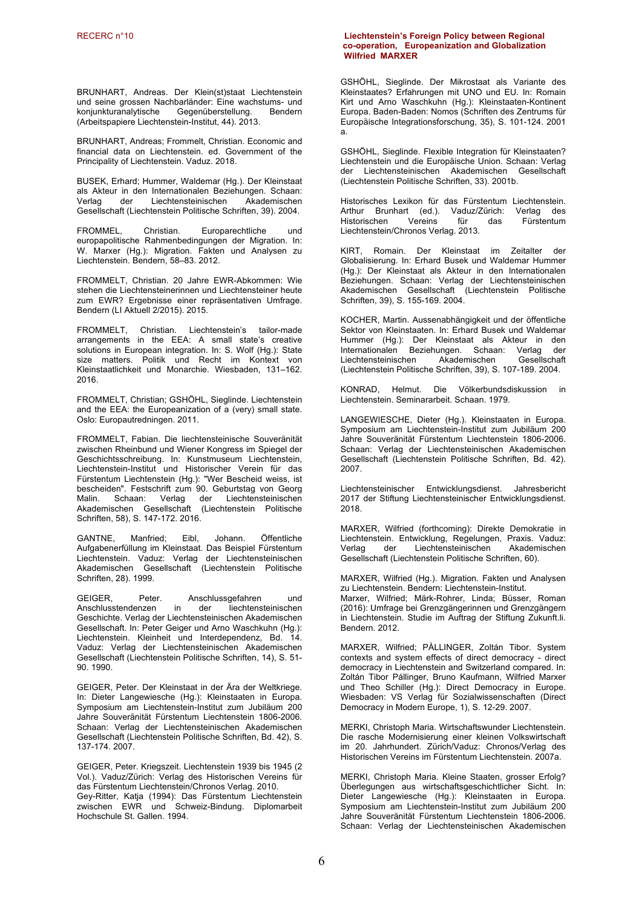BRUNHART, Andreas. Der Klein(st)staat Liechtenstein und seine grossen Nachbarländer: Eine wachstums- und konjunkturanalytische Gegenüberstellung. Bendern (Arbeitspapiere Liechtenstein-Institut, 44). 2013.

BRUNHART, Andreas; Frommelt, Christian. Economic and financial data on Liechtenstein. ed. Government of the Principality of Liechtenstein. Vaduz. 2018.

BUSEK, Erhard; Hummer, Waldemar (Hg.). Der Kleinstaat als Akteur in den Internationalen Beziehungen. Schaan: Verlag der Liechtensteinischen Akademischen Gesellschaft (Liechtenstein Politische Schriften, 39). 2004.

FROMMEL, Christian. Europarechtliche und europapolitische Rahmenbedingungen der Migration. In: W. Marxer (Hg.): Migration. Fakten und Analysen zu Liechtenstein. Bendern, 58–83. 2012.

FROMMELT, Christian. 20 Jahre EWR-Abkommen: Wie stehen die Liechtensteinerinnen und Liechtensteiner heute zum EWR? Ergebnisse einer repräsentativen Umfrage. Bendern (LI Aktuell 2/2015). 2015.

FROMMELT, Christian. Liechtenstein's tailor-made arrangements in the EEA: A small state's creative solutions in European integration. In: S. Wolf (Hg.): State size matters. Politik und Recht im Kontext von Kleinstaatlichkeit und Monarchie. Wiesbaden, 131–162. 2016.

FROMMELT, Christian; GSHÖHL, Sieglinde. Liechtenstein and the EEA: the Europeanization of a (very) small state. Oslo: Europautredningen. 2011.

FROMMELT, Fabian. Die liechtensteinische Souveränität zwischen Rheinbund und Wiener Kongress im Spiegel der Geschichtsschreibung. In: Kunstmuseum Liechtenstein, Liechtenstein-Institut und Historischer Verein für das Fürstentum Liechtenstein (Hg.): "Wer Bescheid weiss, ist bescheiden". Festschrift zum 90. Geburtstag von Georg Malin. Schaan: Verlag der Liechtensteinischen Akademischen Gesellschaft (Liechtenstein Politische Schriften, 58), S. 147-172. 2016.

GANTNE, Manfried; Eibl, Johann. Öffentliche Aufgabenerfüllung im Kleinstaat. Das Beispiel Fürstentum Liechtenstein. Vaduz: Verlag der Liechtensteinischen Akademischen Gesellschaft (Liechtenstein Politische Schriften, 28). 1999.

GEIGER, Peter. Anschlussgefahren und Anschlusstendenzen in der liechtensteinischen Geschichte. Verlag der Liechtensteinischen Akademischen Gesellschaft. In: Peter Geiger und Arno Waschkuhn (Hg.): Liechtenstein. Kleinheit und Interdependenz, Bd. 14. Vaduz: Verlag der Liechtensteinischen Akademischen Gesellschaft (Liechtenstein Politische Schriften, 14), S. 51-90. 1990.

GEIGER, Peter. Der Kleinstaat in der Ära der Weltkriege. In: Dieter Langewiesche (Hg.): Kleinstaaten in Europa. Symposium am Liechtenstein-Institut zum Jubiläum 200 Jahre Souveränität Fürstentum Liechtenstein 1806-2006. Schaan: Verlag der Liechtensteinischen Akademischen Gesellschaft (Liechtenstein Politische Schriften, Bd. 42), S. 137-174. 2007.

GEIGER, Peter. Kriegszeit. Liechtenstein 1939 bis 1945 (2 Vol.). Vaduz/Zürich: Verlag des Historischen Vereins für das Fürstentum Liechtenstein/Chronos Verlag. 2010.
Gey-Ritter, Katja (1994): Das Fürstentum Liechtenstein zwischen EWR und Schweiz-Bindung. Diplomarbeit Hochschule St. Gallen. 1994.

GSHÖHL, Sieglinde. Der Mikrostaat als Variante des Kleinstaates? Erfahrungen mit UNO und EU. In: Romain Kirt und Arno Waschkuhn (Hg.): Kleinstaaten-Kontinent Europa. Baden-Baden: Nomos (Schriften des Zentrums für Europäische Integrationsforschung, 35), S. 101-124. 2001 a.

GSHÖHL, Sieglinde. Flexible Integration für Kleinstaaten? Liechtenstein und die Europäische Union. Schaan: Verlag der Liechtensteinischen Akademischen Gesellschaft (Liechtenstein Politische Schriften, 33). 2001b.

Historisches Lexikon für das Fürstentum Liechtenstein. Arthur Brunhart (ed.). Vaduz/Zürich: Verlag des Historischen Vereins für das Fürstentum Liechtenstein/Chronos Verlag. 2013.

KIRT, Romain. Der Kleinstaat im Zeitalter der Globalisierung. In: Erhard Busek und Waldemar Hummer (Hg.): Der Kleinstaat als Akteur in den Internationalen Beziehungen. Schaan: Verlag der Liechtensteinischen Akademischen Gesellschaft (Liechtenstein Politische Schriften, 39), S. 155-169. 2004.

KOCHER, Martin. Aussenabhängigkeit und der öffentliche Sektor von Kleinstaaten. In: Erhard Busek und Waldemar Hummer (Hg.): Der Kleinstaat als Akteur in den Internationalen Beziehungen. Schaan: Verlag der Liechtensteinischen Akademischen Gesellschaft (Liechtenstein Politische Schriften, 39), S. 107-189. 2004.

KONRAD, Helmut. Die Völkerbundsdiskussion in Liechtenstein. Seminararbeit. Schaan. 1979.

LANGEWIESCHE, Dieter (Hg.). Kleinstaaten in Europa. Symposium am Liechtenstein-Institut zum Jubiläum 200 Jahre Souveränität Fürstentum Liechtenstein 1806-2006. Schaan: Verlag der Liechtensteinischen Akademischen Gesellschaft (Liechtenstein Politische Schriften, Bd. 42). 2007.

Liechtensteinischer Entwicklungsdienst. Jahresbericht 2017 der Stiftung Liechtensteinischer Entwicklungsdienst. 2018.

MARXER, Wilfried (forthcoming): Direkte Demokratie in Liechtenstein. Entwicklung, Regelungen, Praxis. Vaduz: Verlag der Liechtensteinischen Akademischen Gesellschaft (Liechtenstein Politische Schriften, 60).

MARXER, Wilfried (Hg.). Migration. Fakten und Analysen zu Liechtenstein. Bendern: Liechtenstein-Institut.
Marxer, Wilfried; Märk-Rohrer, Linda; Büsser, Roman (2016): Umfrage bei Grenzgängerinnen und Grenzgängern in Liechtenstein. Studie im Auftrag der Stiftung Zukunft.li. Bendern. 2012.

MARXER, Wilfried; PÀLLINGER, Zoltán Tibor. System contexts and system effects of direct democracy - direct democracy in Liechtenstein and Switzerland compared. In: Zoltán Tibor Pállinger, Bruno Kaufmann, Wilfried Marxer und Theo Schiller (Hg.): Direct Democracy in Europe. Wiesbaden: VS Verlag für Sozialwissenschaften (Direct Democracy in Modern Europe, 1), S. 12-29. 2007.

MERKI, Christoph Maria. Wirtschaftswunder Liechtenstein. Die rasche Modernisierung einer kleinen Volkswirtschaft im 20. Jahrhundert. Zürich/Vaduz: Chronos/Verlag des Historischen Vereins im Fürstentum Liechtenstein. 2007a.

MERKI, Christoph Maria. Kleine Staaten, grosser Erfolg? Überlegungen aus wirtschaftsgeschichtlicher Sicht. In: Dieter Langewiesche (Hg.): Kleinstaaten in Europa. Symposium am Liechtenstein-Institut zum Jubiläum 200 Jahre Souveränität Fürstentum Liechtenstein 1806-2006. Schaan: Verlag der Liechtensteinischen Akademischen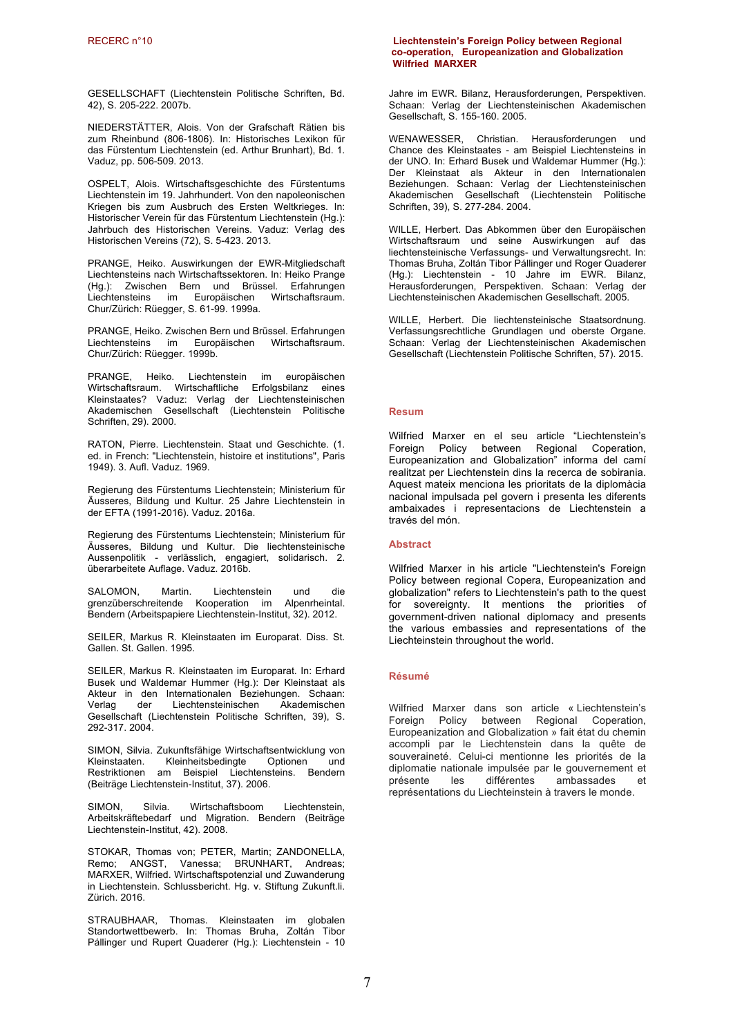GESELLSCHAFT (Liechtenstein Politische Schriften, Bd. 42), S. 205-222. 2007b.

NIEDERSTÄTTER, Alois. Von der Grafschaft Rätien bis zum Rheinbund (806-1806). In: Historisches Lexikon für das Fürstentum Liechtenstein (ed. Arthur Brunhart), Bd. 1. Vaduz, pp. 506-509. 2013.

OSPELT, Alois. Wirtschaftsgeschichte des Fürstentums Liechtenstein im 19. Jahrhundert. Von den napoleonischen Kriegen bis zum Ausbruch des Ersten Weltkrieges. In: Historischer Verein für das Fürstentum Liechtenstein (Hg.): Jahrbuch des Historischen Vereins. Vaduz: Verlag des Historischen Vereins (72), S. 5-423. 2013.

PRANGE, Heiko. Auswirkungen der EWR-Mitgliedschaft Liechtensteins nach Wirtschaftssektoren. In: Heiko Prange (Hg.): Zwischen Bern und Brüssel. Erfahrungen Liechtensteins im Europäischen Wirtschaftsraum. Chur/Zürich: Rüegger, S. 61-99. 1999a.

PRANGE, Heiko. Zwischen Bern und Brüssel. Erfahrungen Liechtensteins im Europäischen Wirtschaftsraum. Chur/Zürich: Rüegger. 1999b.

PRANGE, Heiko. Liechtenstein im europäischen Wirtschaftsraum. Wirtschaftliche Erfolgsbilanz eines Kleinstaates? Vaduz: Verlag der Liechtensteinischen Akademischen Gesellschaft (Liechtenstein Politische Schriften, 29). 2000.

RATON, Pierre. Liechtenstein. Staat und Geschichte. (1. ed. in French: "Liechtenstein, histoire et institutions", Paris 1949). 3. Aufl. Vaduz. 1969.

Regierung des Fürstentums Liechtenstein; Ministerium für Äusseres, Bildung und Kultur. 25 Jahre Liechtenstein in der EFTA (1991-2016). Vaduz. 2016a.

Regierung des Fürstentums Liechtenstein; Ministerium für Äusseres, Bildung und Kultur. Die liechtensteinische Aussenpolitik - verlässlich, engagiert, solidarisch. 2. überarbeitete Auflage. Vaduz. 2016b.

SALOMON, Martin. Liechtenstein und die grenzüberschreitende Kooperation im Alpenrheintal. Bendern (Arbeitspapiere Liechtenstein-Institut, 32). 2012.

SEILER, Markus R. Kleinstaaten im Europarat. Diss. St. Gallen. St. Gallen. 1995.

SEILER, Markus R. Kleinstaaten im Europarat. In: Erhard Busek und Waldemar Hummer (Hg.): Der Kleinstaat als Akteur in den Internationalen Beziehungen. Schaan: Verlag der Liechtensteinischen Akademischen Gesellschaft (Liechtenstein Politische Schriften, 39), S. 292-317. 2004.

SIMON, Silvia. Zukunftsfähige Wirtschaftentwicklung von Kleinstaaten. Kleinheitsbedingte Optionen und Restriktionen am Beispiel Liechtensteins. Bendern (Beiträge Liechtenstein-Institut, 37). 2006.

SIMON, Silvia. Wirtschaftsboom Liechtenstein, Arbeitskräftebedarf und Migration. Bendern (Beiträge Liechtenstein-Institut, 42). 2008.

STOKAR, Thomas von; PETER, Martin; ZANDONELLA, Remo; ANGST, Vanessa; BRUNHART, Andreas; MARXER, Wilfried. Wirtschaftspotenzial und Zuwanderung in Liechtenstein. Schlussbericht. Hg. v. Stiftung Zukunft.li. Zürich. 2016.

STRAUBHAAR, Thomas. Kleinstaaten im globalen Standortwettbewerb. In: Thomas Bruha, Zoltán Tibor Pállinger und Rupert Quaderer (Hg.): Liechtenstein - 10 Jahre im EWR. Bilanz, Herausforderungen, Perspektiven. Schaan: Verlag der Liechtensteinischen Akademischen Gesellschaft, S. 155-160. 2005.

WENAWESSER, Christian. Herausforderungen und Chance des Kleinstaates - am Beispiel Liechtensteins in der UNO. In: Erhard Busek und Waldemar Hummer (Hg.): Der Kleinstaat als Akteur in den Internationalen Beziehungen. Schaan: Verlag der Liechtensteinischen Akademischen Gesellschaft (Liechtenstein Politische Schriften, 39), S. 277-284. 2004.

WILLE, Herbert. Das Abkommen über den Europäischen Wirtschaftsraum und seine Auswirkungen auf das liechtensteinische Verfassungs- und Verwaltungsrecht. In: Thomas Bruha, Zoltán Tibor Pállinger und Roger Quaderer (Hg.): Liechtenstein - 10 Jahre im EWR. Bilanz, Herausforderungen, Perspektiven. Schaan: Verlag der Liechtensteinischen Akademischen Gesellschaft. 2005.

WILLE, Herbert. Die liechtensteinische Staatsordnung. Verfassungsrechtliche Grundlagen und oberste Organe. Schaan: Verlag der Liechtensteinischen Akademischen Gesellschaft (Liechtenstein Politische Schriften, 57). 2015.

## Resum

Wilfried Marxer en el seu article "Liechtenstein's Foreign Policy between Regional Coperation, Europeanization and Globalization" informa del camí realitzat per Liechtenstein dins la recerca de sobirania. Aquest mateix menciona les prioritats de la diplomàcia nacional impulsada pel govern i presenta les diferents ambaixades i representacions de Liechtenstein a través del món.

## Abstract

Wilfried Marxer in his article "Liechtenstein's Foreign Policy between regional Copera, Europeanization and globalization" refers to Liechtenstein's path to the quest for sovereignty. It mentions the priorities of government-driven national diplomacy and presents the various embassies and representations of the Liechteinstein throughout the world.

## Résumé

Wilfried Marxer dans son article « Liechtenstein's Foreign Policy between Regional Coperation, Europeanization and Globalization » fait état du chemin accompli par le Liechtenstein dans la quête de souveraineté. Celui-ci mentionne les priorités de la diplomatie nationale impulsée par le gouvernement et présente les différentes ambassades et représentations du Liechteinstein à travers le monde.